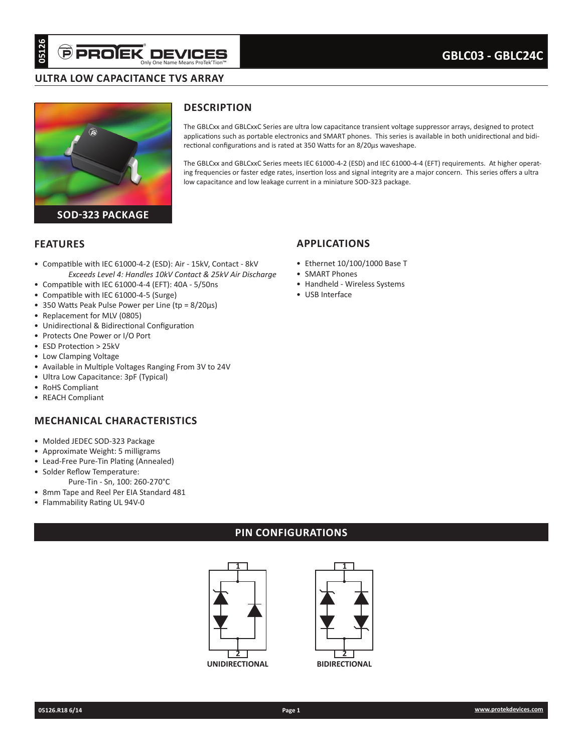# GBLC03 - GBLC24C

## ULTRA LOW CAPACITANCE TVS ARRAY

SOD-323 PACKAGE

## DESCRIPTION

The GBLCxx and GBLCxxC Series are ultra low capacitance transient voltage suppressor arrays, designed to protect applications such as portable electronics and SMART phones. This series is available in both unidirectional and bidirectional configurations and is rated at 350 Watts for an 8/20µs waveshape.

The GBLCxx and GBLCxxC Series meets IEC 61000-4-2 (ESD) and IEC 61000-4-4 (EFT) requirements. At higher operating frequencies or faster edge rates, insertion loss and signal integrity are a major concern. This series offers a ultra low capacitance and low leakage current in a miniature SOD-323 package.

## FEATURES

- Compatible with IEC 61000-4-2 (ESD): Air - 15kV, Contact - 8kV
  *Exceeds Level 4: Handles 10kV Contact & 25kV Air Discharge*
- Compatible with IEC 61000-4-4 (EFT): 40A - 5/50ns
- Compatible with IEC 61000-4-5 (Surge)
- 350 Watts Peak Pulse Power per Line (tp = 8/20µs)
- Replacement for MLV (0805)
- Unidirectional & Bidirectional Configuration
- Protects One Power or I/O Port
- ESD Protection > 25kV
- Low Clamping Voltage
- Available in Multiple Voltages Ranging From 3V to 24V
- Ultra Low Capacitance: 3pF (Typical)
- RoHS Compliant
- REACH Compliant

## APPLICATIONS

- Ethernet 10/100/1000 Base T
- SMART Phones
- Handheld - Wireless Systems
- USB Interface

## MECHANICAL CHARACTERISTICS

- Molded JEDEC SOD-323 Package
- Approximate Weight: 5 milligrams
- Lead-Free Pure-Tin Plating (Annealed)
- Solder Reflow Temperature:
  Pure-Tin - Sn, 100: 260-270°C
- 8mm Tape and Reel Per EIA Standard 481
- Flammability Rating UL 94V-0

## PIN CONFIGURATIONS

UNIDIRECTIONAL

BIDIRECTIONAL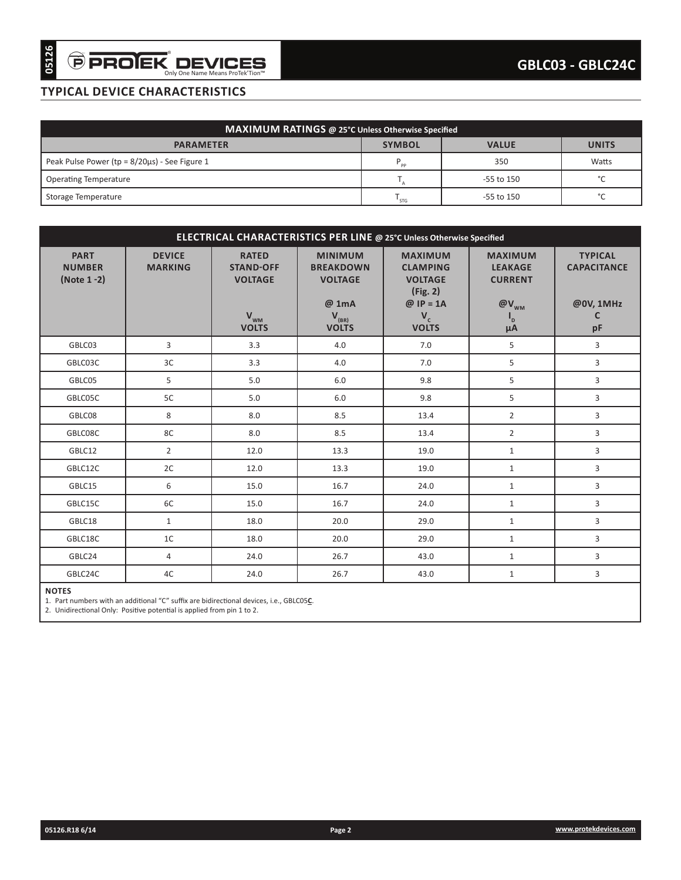## TYPICAL DEVICE CHARACTERISTICS

| MAXIMUM RATINGS @ 25°C Unless Otherwise Specified | | | |
|---|---|---|---|
| **PARAMETER** | **SYMBOL** | **VALUE** | **UNITS** |
| Peak Pulse Power (tp = 8/20µs) - See Figure 1 | $P_{PP}$ | 350 | Watts |
| Operating Temperature | $T_A$ | -55 to 150 | °C |
| Storage Temperature | $T_{STG}$ | -55 to 150 | °C |

| ELECTRICAL CHARACTERISTICS PER LINE @ 25°C Unless Otherwise Specified | | | | | | |
|---|---|---|---|---|---|---|
| **PART NUMBER (Note 1 -2)** | **DEVICE MARKING** | **RATED STAND-OFF VOLTAGE $V_{WM}$ VOLTS** | **MINIMUM BREAKDOWN VOLTAGE @ 1mA $V_{(BR)}$ VOLTS** | **MAXIMUM CLAMPING VOLTAGE (Fig. 2) @ IP = 1A $V_C$ VOLTS** | **MAXIMUM LEAKAGE CURRENT @$V_{WM}$ $I_D$ µA** | **TYPICAL CAPACITANCE @0V, 1MHz C pF** |
| GBLC03 | 3 | 3.3 | 4.0 | 7.0 | 5 | 3 |
| GBLC03C | 3C | 3.3 | 4.0 | 7.0 | 5 | 3 |
| GBLC05 | 5 | 5.0 | 6.0 | 9.8 | 5 | 3 |
| GBLC05C | 5C | 5.0 | 6.0 | 9.8 | 5 | 3 |
| GBLC08 | 8 | 8.0 | 8.5 | 13.4 | 2 | 3 |
| GBLC08C | 8C | 8.0 | 8.5 | 13.4 | 2 | 3 |
| GBLC12 | 2 | 12.0 | 13.3 | 19.0 | 1 | 3 |
| GBLC12C | 2C | 12.0 | 13.3 | 19.0 | 1 | 3 |
| GBLC15 | 6 | 15.0 | 16.7 | 24.0 | 1 | 3 |
| GBLC15C | 6C | 15.0 | 16.7 | 24.0 | 1 | 3 |
| GBLC18 | 1 | 18.0 | 20.0 | 29.0 | 1 | 3 |
| GBLC18C | 1C | 18.0 | 20.0 | 29.0 | 1 | 3 |
| GBLC24 | 4 | 24.0 | 26.7 | 43.0 | 1 | 3 |
| GBLC24C | 4C | 24.0 | 26.7 | 43.0 | 1 | 3 |

**NOTES**

1. Part numbers with an additional "C" suffix are bidirectional devices, i.e., GBLC05**C**.
2. Unidirectional Only: Positive potential is applied from pin 1 to 2.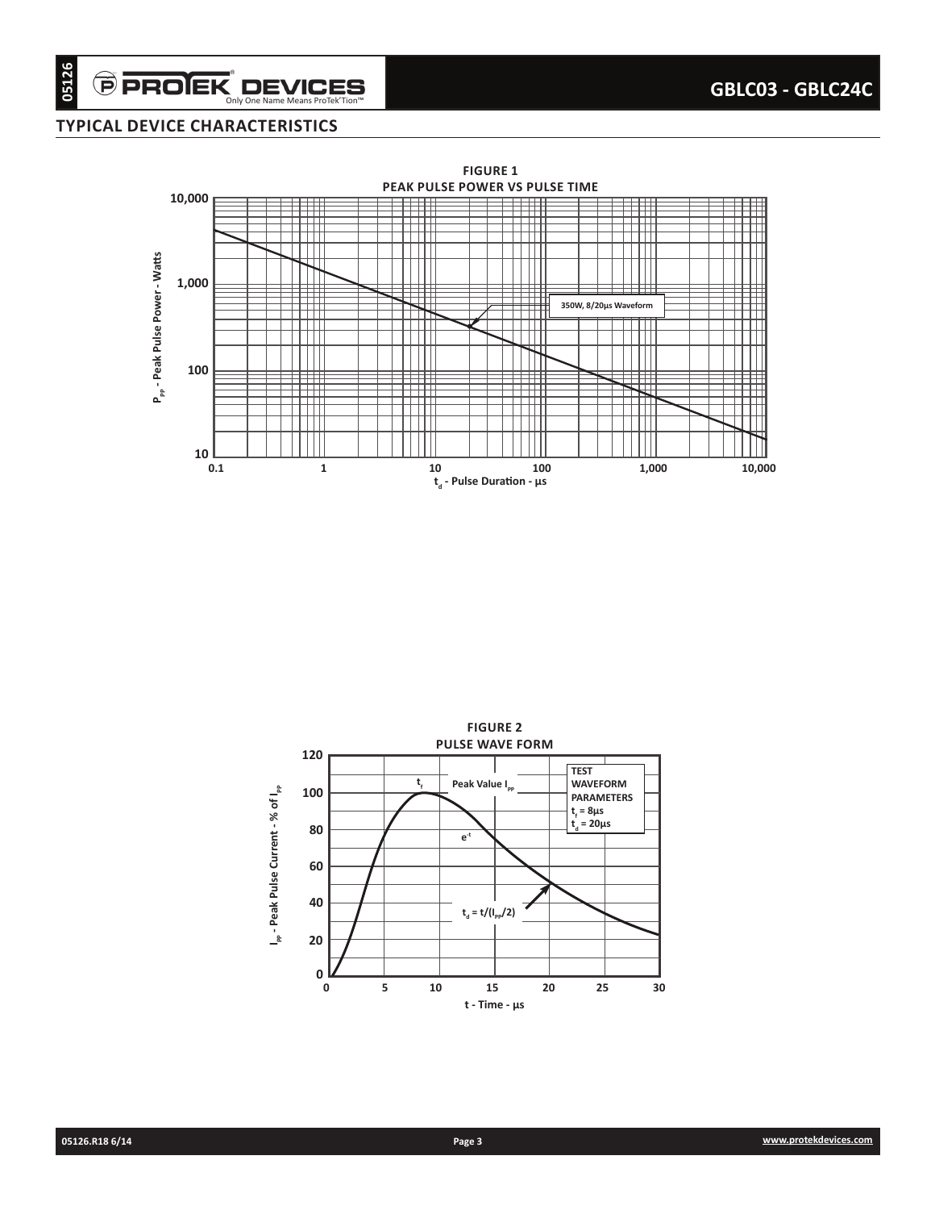## TYPICAL DEVICE CHARACTERISTICS

**FIGURE 1**
**PEAK PULSE POWER VS PULSE TIME**

$P_{PP}$ - Peak Pulse Power - Watts

350W, 8/20µs Waveform

$t_d$ - Pulse Duration - µs

**FIGURE 2**
**PULSE WAVE FORM**

$I_{PP}$ - Peak Pulse Current - % of $I_{PP}$

$t_f$

Peak Value $I_{PP}$

$e^{-t}$

$t_d = t/(I_{PP}/2)$

TEST WAVEFORM PARAMETERS
$t_f$ = 8µs
$t_d$ = 20µs

t - Time - µs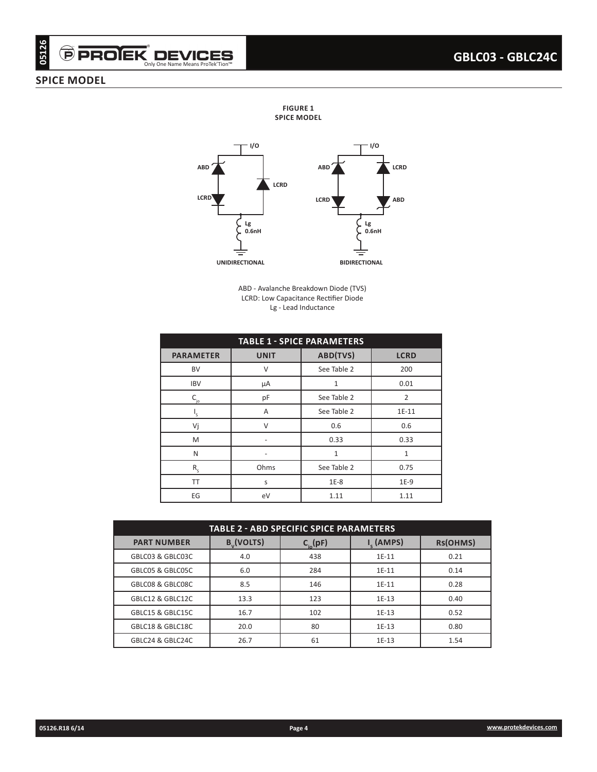## SPICE MODEL

**FIGURE 1**
**SPICE MODEL**

UNIDIRECTIONAL

BIDIRECTIONAL

ABD - Avalanche Breakdown Diode (TVS)
LCRD: Low Capacitance Rectifier Diode
Lg - Lead Inductance

**TABLE 1 - SPICE PARAMETERS**

| PARAMETER | UNIT | ABD(TVS) | LCRD |
|---|---|---|---|
| BV | V | See Table 2 | 200 |
| IBV | μA | 1 | 0.01 |
| $C_{jo}$ | pF | See Table 2 | 2 |
| $I_S$ | A | See Table 2 | 1E-11 |
| Vj | V | 0.6 | 0.6 |
| M | - | 0.33 | 0.33 |
| N | - | 1 | 1 |
| $R_S$ | Ohms | See Table 2 | 0.75 |
| TT | s | 1E-8 | 1E-9 |
| EG | eV | 1.11 | 1.11 |

**TABLE 2 - ABD SPECIFIC SPICE PARAMETERS**

| PART NUMBER | $B_V$(VOLTS) | $C_{jo}$(pF) | $I_s$ (AMPS) | Rs(OHMS) |
|---|---|---|---|---|
| GBLC03 & GBLC03C | 4.0 | 438 | 1E-11 | 0.21 |
| GBLC05 & GBLC05C | 6.0 | 284 | 1E-11 | 0.14 |
| GBLC08 & GBLC08C | 8.5 | 146 | 1E-11 | 0.28 |
| GBLC12 & GBLC12C | 13.3 | 123 | 1E-13 | 0.40 |
| GBLC15 & GBLC15C | 16.7 | 102 | 1E-13 | 0.52 |
| GBLC18 & GBLC18C | 20.0 | 80 | 1E-13 | 0.80 |
| GBLC24 & GBLC24C | 26.7 | 61 | 1E-13 | 1.54 |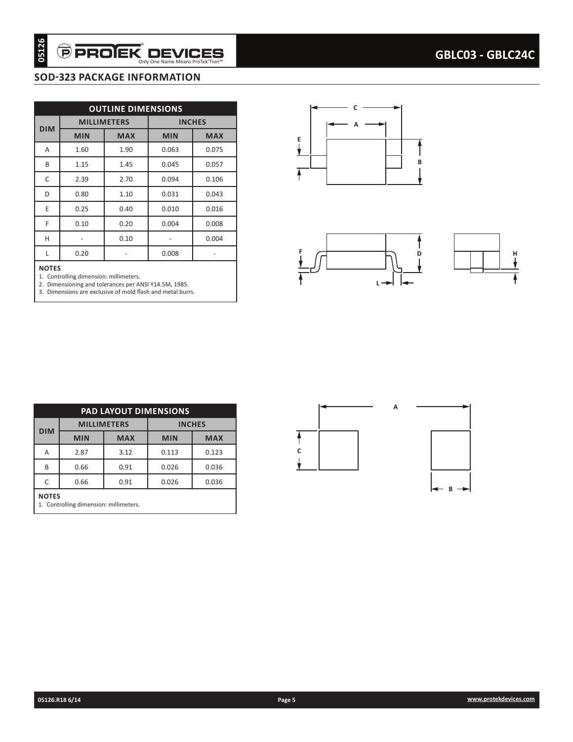## SOD-323 PACKAGE INFORMATION

| OUTLINE DIMENSIONS | | | | |
|---|---|---|---|---|
| DIM | MILLIMETERS | | INCHES | |
| | MIN | MAX | MIN | MAX |
| A | 1.60 | 1.90 | 0.063 | 0.075 |
| B | 1.15 | 1.45 | 0.045 | 0.057 |
| C | 2.39 | 2.70 | 0.094 | 0.106 |
| D | 0.80 | 1.10 | 0.031 | 0.043 |
| E | 0.25 | 0.40 | 0.010 | 0.016 |
| F | 0.10 | 0.20 | 0.004 | 0.008 |
| H | - | 0.10 | - | 0.004 |
| L | 0.20 | - | 0.008 | - |

**NOTES**
1. Controlling dimension: millimeters.
2. Dimensioning and tolerances per ANSI Y14.5M, 1985.
3. Dimensions are exclusive of mold flash and metal burrs.

| PAD LAYOUT DIMENSIONS | | | | |
|---|---|---|---|---|
| DIM | MILLIMETERS | | INCHES | |
| | MIN | MAX | MIN | MAX |
| A | 2.87 | 3.12 | 0.113 | 0.123 |
| B | 0.66 | 0.91 | 0.026 | 0.036 |
| C | 0.66 | 0.91 | 0.026 | 0.036 |

**NOTES**
1. Controlling dimension: millimeters.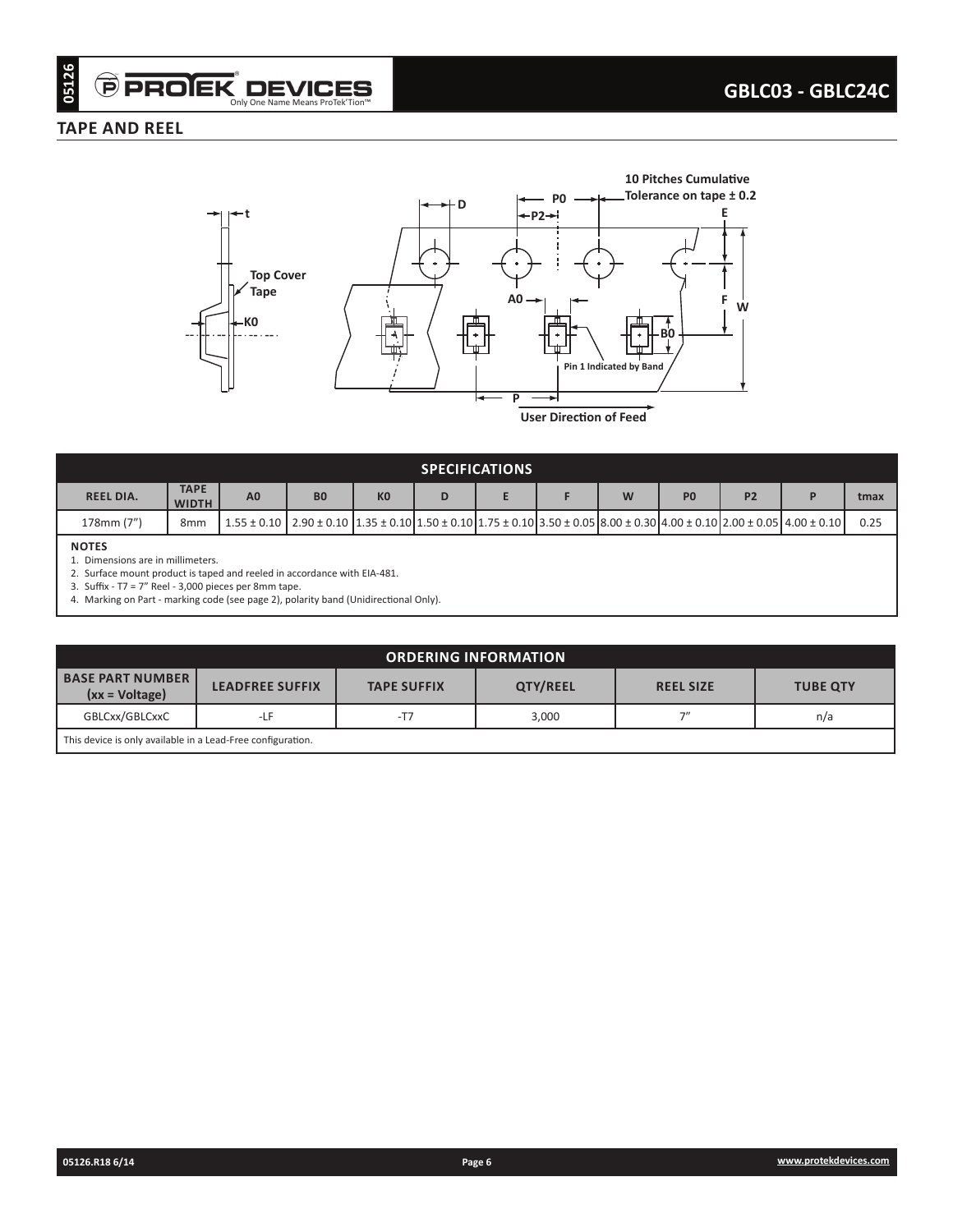## TAPE AND REEL

| SPECIFICATIONS | | | | | | | | | | | | |
|---|---|---|---|---|---|---|---|---|---|---|---|---|
| REEL DIA. | TAPE WIDTH | A0 | B0 | K0 | D | E | F | W | P0 | P2 | P | tmax |
| 178mm (7") | 8mm | 1.55 ± 0.10 | 2.90 ± 0.10 | 1.35 ± 0.10 | 1.50 ± 0.10 | 1.75 ± 0.10 | 3.50 ± 0.05 | 8.00 ± 0.30 | 4.00 ± 0.10 | 2.00 ± 0.05 | 4.00 ± 0.10 | 0.25 |

**NOTES**

1. Dimensions are in millimeters.
2. Surface mount product is taped and reeled in accordance with EIA-481.
3. Suffix - T7 = 7" Reel - 3,000 pieces per 8mm tape.
4. Marking on Part - marking code (see page 2), polarity band (Unidirectional Only).

| ORDERING INFORMATION | | | | | |
|---|---|---|---|---|---|
| BASE PART NUMBER (xx = Voltage) | LEADFREE SUFFIX | TAPE SUFFIX | QTY/REEL | REEL SIZE | TUBE QTY |
| GBLCxx/GBLCxxC | -LF | -T7 | 3,000 | 7" | n/a |

This device is only available in a Lead-Free configuration.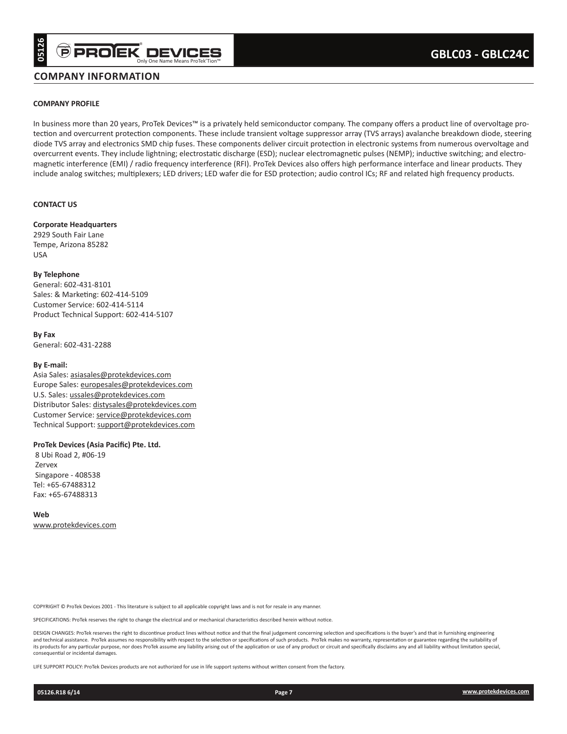## COMPANY INFORMATION

**COMPANY PROFILE**

In business more than 20 years, ProTek Devices™ is a privately held semiconductor company. The company offers a product line of overvoltage protection and overcurrent protection components. These include transient voltage suppressor array (TVS arrays) avalanche breakdown diode, steering diode TVS array and electronics SMD chip fuses. These components deliver circuit protection in electronic systems from numerous overvoltage and overcurrent events. They include lightning; electrostatic discharge (ESD); nuclear electromagnetic pulses (NEMP); inductive switching; and electromagnetic interference (EMI) / radio frequency interference (RFI). ProTek Devices also offers high performance interface and linear products. They include analog switches; multiplexers; LED drivers; LED wafer die for ESD protection; audio control ICs; RF and related high frequency products.

**CONTACT US**

**Corporate Headquarters**
2929 South Fair Lane
Tempe, Arizona 85282
USA

**By Telephone**
General: 602-431-8101
Sales: & Marketing: 602-414-5109
Customer Service: 602-414-5114
Product Technical Support: 602-414-5107

**By Fax**
General: 602-431-2288

**By E-mail:**
Asia Sales: asiasales@protekdevices.com
Europe Sales: europesales@protekdevices.com
U.S. Sales: ussales@protekdevices.com
Distributor Sales: distysales@protekdevices.com
Customer Service: service@protekdevices.com
Technical Support: support@protekdevices.com

**ProTek Devices (Asia Pacific) Pte. Ltd.**
8 Ubi Road 2, #06-19
Zervex
Singapore - 408538
Tel: +65-67488312
Fax: +65-67488313

**Web**
www.protekdevices.com

COPYRIGHT © ProTek Devices 2001 - This literature is subject to all applicable copyright laws and is not for resale in any manner.

SPECIFICATIONS: ProTek reserves the right to change the electrical and or mechanical characteristics described herein without notice.

DESIGN CHANGES: ProTek reserves the right to discontinue product lines without notice and that the final judgement concerning selection and specifications is the buyer's and that in furnishing engineering and technical assistance. ProTek assumes no responsibility with respect to the selection or specifications of such products. ProTek makes no warranty, representation or guarantee regarding the suitability of its products for any particular purpose, nor does ProTek assume any liability arising out of the application or use of any product or circuit and specifically disclaims any and all liability without limitation special, consequential or incidental damages.

LIFE SUPPORT POLICY: ProTek Devices products are not authorized for use in life support systems without written consent from the factory.